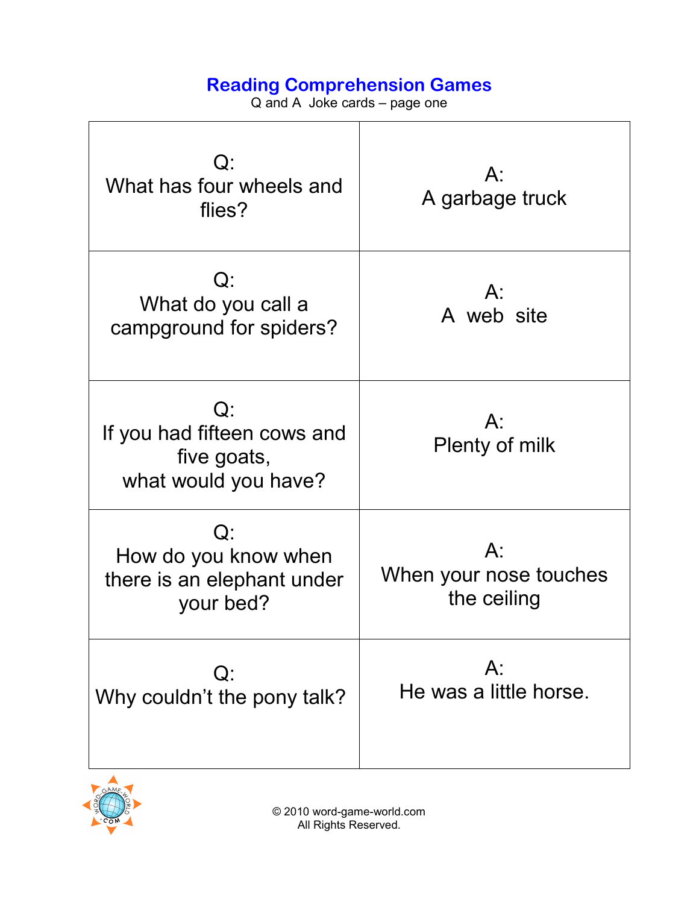# Reading Comprehension Games

Q and A Joke cards – page one

| Q | A |
| --- | --- |
| Q: What has four wheels and flies? | A: A garbage truck |
| Q: What do you call a campground for spiders? | A: A web site |
| Q: If you had fifteen cows and five goats, what would you have? | A: Plenty of milk |
| Q: How do you know when there is an elephant under your bed? | A: When your nose touches the ceiling |
| Q: Why couldn't the pony talk? | A: He was a little horse. |

© 2010 word-game-world.com
All Rights Reserved.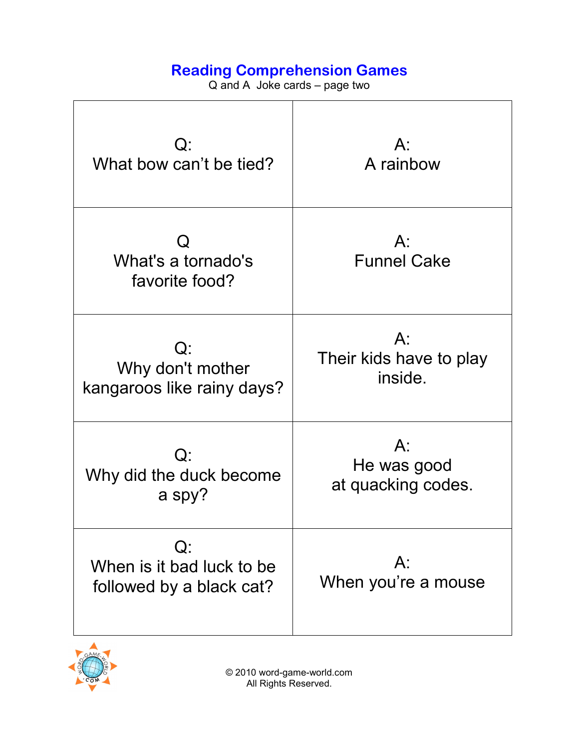# Reading Comprehension Games

Q and A Joke cards – page two

| Q | A |
|---|---|
| Q:<br>What bow can't be tied? | A:<br>A rainbow |
| Q<br>What's a tornado's favorite food? | A:<br>Funnel Cake |
| Q:<br>Why don't mother kangaroos like rainy days? | A:<br>Their kids have to play inside. |
| Q:<br>Why did the duck become a spy? | A:<br>He was good at quacking codes. |
| Q:<br>When is it bad luck to be followed by a black cat? | A:<br>When you're a mouse |

© 2010 word-game-world.com
All Rights Reserved.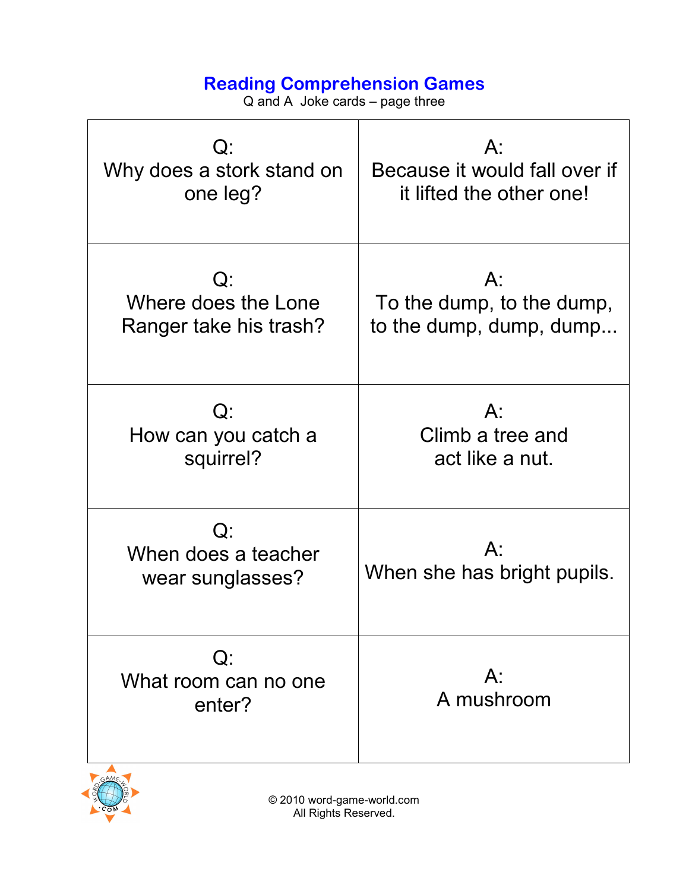# Reading Comprehension Games

Q and A Joke cards – page three

| Q | A |
| --- | --- |
| Q: Why does a stork stand on one leg? | A: Because it would fall over if it lifted the other one! |
| Q: Where does the Lone Ranger take his trash? | A: To the dump, to the dump, to the dump, dump, dump... |
| Q: How can you catch a squirrel? | A: Climb a tree and act like a nut. |
| Q: When does a teacher wear sunglasses? | A: When she has bright pupils. |
| Q: What room can no one enter? | A: A mushroom |

© 2010 word-game-world.com
All Rights Reserved.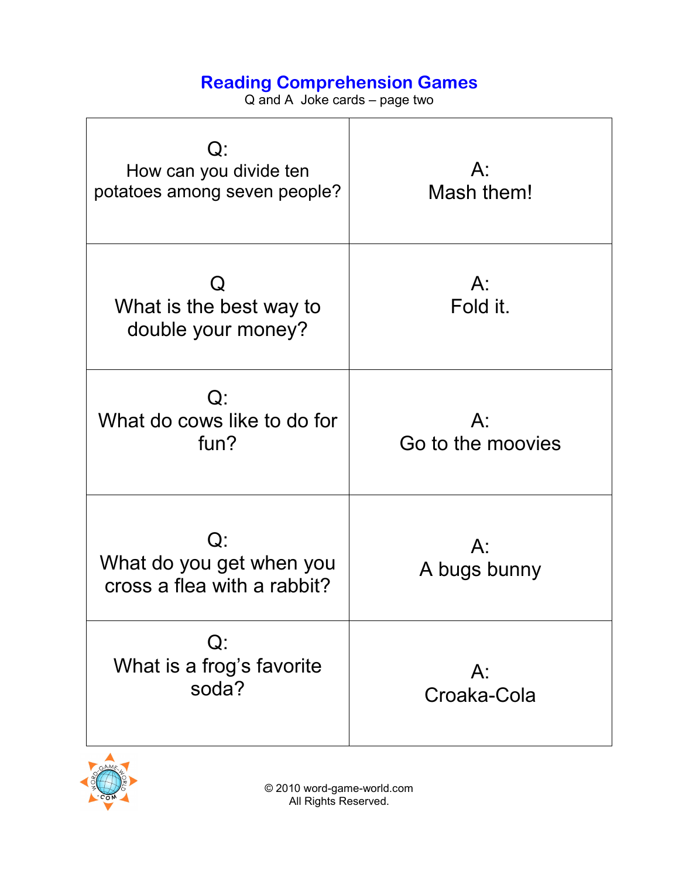# Reading Comprehension Games

Q and A  Joke cards – page two

| | |
|---|---|
| Q: How can you divide ten potatoes among seven people? | A: Mash them! |
| Q What is the best way to double your money? | A: Fold it. |
| Q: What do cows like to do for fun? | A: Go to the moovies |
| Q: What do you get when you cross a flea with a rabbit? | A: A bugs bunny |
| Q: What is a frog's favorite soda? | A: Croaka-Cola |

© 2010 word-game-world.com
All Rights Reserved.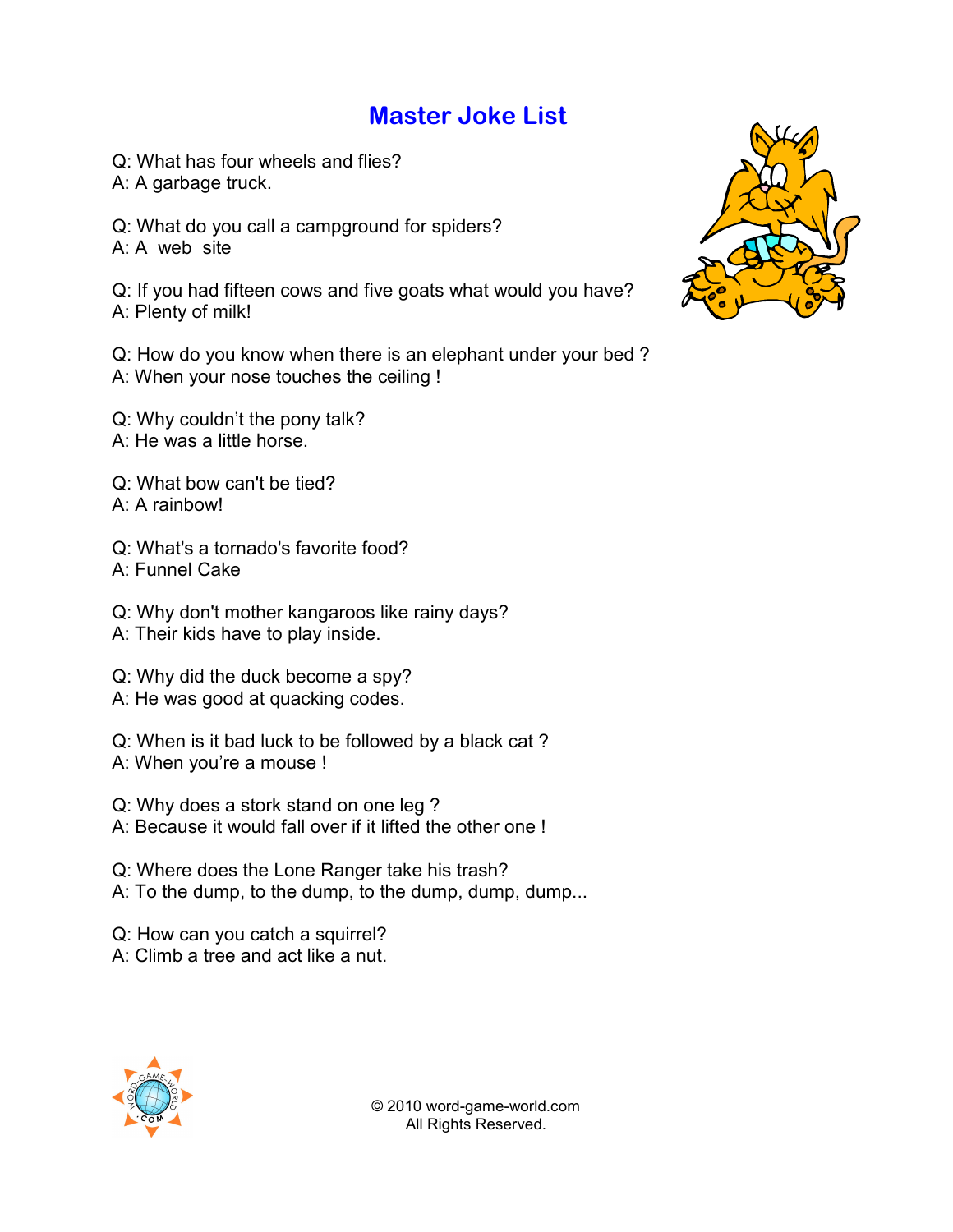# Master Joke List

Q: What has four wheels and flies?
A: A garbage truck.

Q: What do you call a campground for spiders?
A: A web site

Q: If you had fifteen cows and five goats what would you have?
A: Plenty of milk!

Q: How do you know when there is an elephant under your bed ?
A: When your nose touches the ceiling !

Q: Why couldn't the pony talk?
A: He was a little horse.

Q: What bow can't be tied?
A: A rainbow!

Q: What's a tornado's favorite food?
A: Funnel Cake

Q: Why don't mother kangaroos like rainy days?
A: Their kids have to play inside.

Q: Why did the duck become a spy?
A: He was good at quacking codes.

Q: When is it bad luck to be followed by a black cat ?
A: When you're a mouse !

Q: Why does a stork stand on one leg ?
A: Because it would fall over if it lifted the other one !

Q: Where does the Lone Ranger take his trash?
A: To the dump, to the dump, to the dump, dump, dump...

Q: How can you catch a squirrel?
A: Climb a tree and act like a nut.

© 2010 word-game-world.com
All Rights Reserved.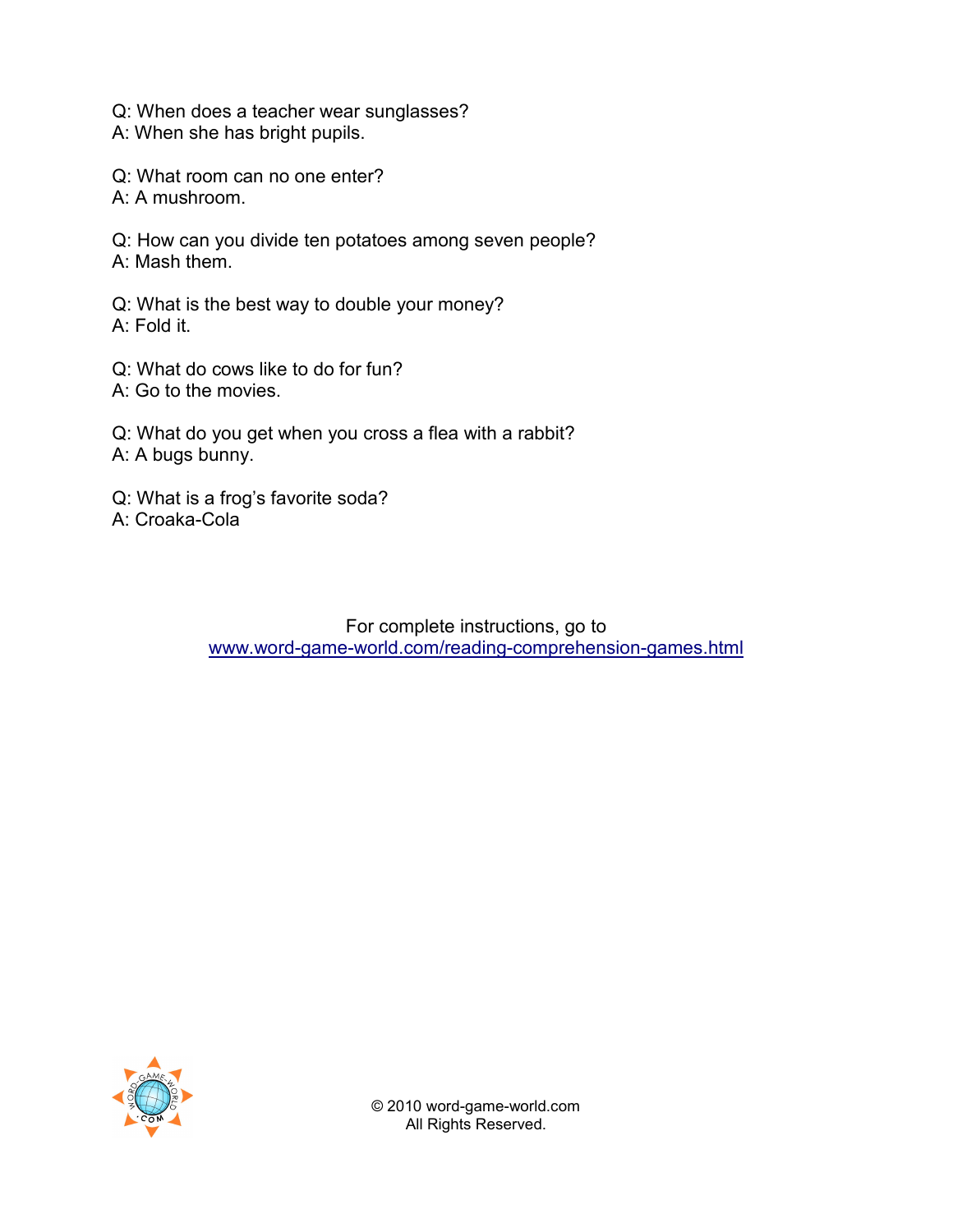Q: When does a teacher wear sunglasses?
A: When she has bright pupils.

Q: What room can no one enter?
A: A mushroom.

Q: How can you divide ten potatoes among seven people?
A: Mash them.

Q: What is the best way to double your money?
A: Fold it.

Q: What do cows like to do for fun?
A: Go to the movies.

Q: What do you get when you cross a flea with a rabbit?
A: A bugs bunny.

Q: What is a frog's favorite soda?
A: Croaka-Cola

For complete instructions, go to
www.word-game-world.com/reading-comprehension-games.html

© 2010 word-game-world.com
All Rights Reserved.